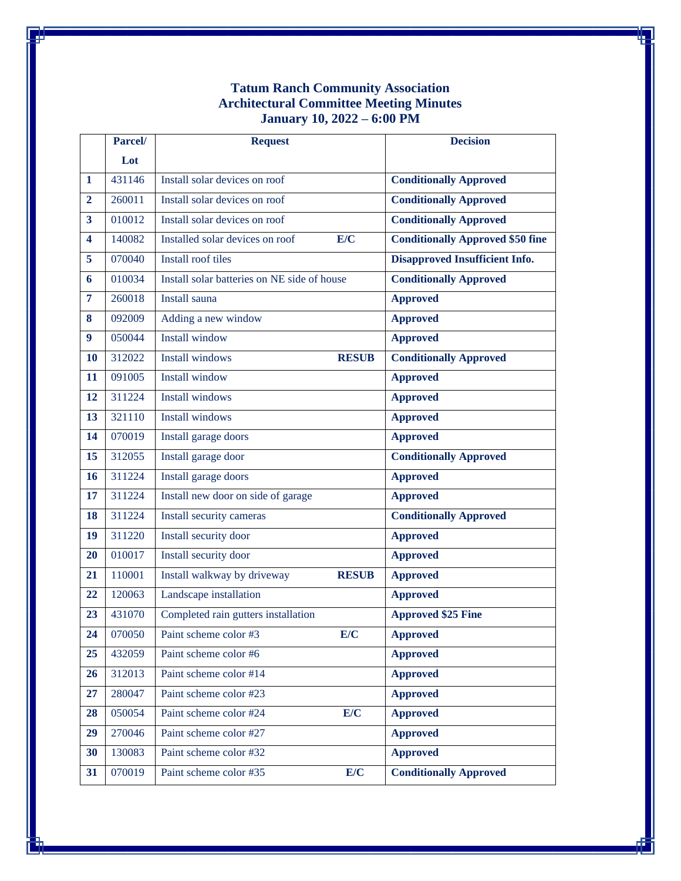# Tatum Ranch Community Association
## Architectural Committee Meeting Minutes
### January 10, 2022 – 6:00 PM

| | Parcel/ Lot | Request | Decision |
|---|---|---|---|
| **1** | 431146 | Install solar devices on roof | **Conditionally Approved** |
| **2** | 260011 | Install solar devices on roof | **Conditionally Approved** |
| **3** | 010012 | Install solar devices on roof | **Conditionally Approved** |
| **4** | 140082 | Installed solar devices on roof **E/C** | **Conditionally Approved $50 fine** |
| **5** | 070040 | Install roof tiles | **Disapproved Insufficient Info.** |
| **6** | 010034 | Install solar batteries on NE side of house | **Conditionally Approved** |
| **7** | 260018 | Install sauna | **Approved** |
| **8** | 092009 | Adding a new window | **Approved** |
| **9** | 050044 | Install window | **Approved** |
| **10** | 312022 | Install windows **RESUB** | **Conditionally Approved** |
| **11** | 091005 | Install window | **Approved** |
| **12** | 311224 | Install windows | **Approved** |
| **13** | 321110 | Install windows | **Approved** |
| **14** | 070019 | Install garage doors | **Approved** |
| **15** | 312055 | Install garage door | **Conditionally Approved** |
| **16** | 311224 | Install garage doors | **Approved** |
| **17** | 311224 | Install new door on side of garage | **Approved** |
| **18** | 311224 | Install security cameras | **Conditionally Approved** |
| **19** | 311220 | Install security door | **Approved** |
| **20** | 010017 | Install security door | **Approved** |
| **21** | 110001 | Install walkway by driveway **RESUB** | **Approved** |
| **22** | 120063 | Landscape installation | **Approved** |
| **23** | 431070 | Completed rain gutters installation | **Approved $25 Fine** |
| **24** | 070050 | Paint scheme color #3 **E/C** | **Approved** |
| **25** | 432059 | Paint scheme color #6 | **Approved** |
| **26** | 312013 | Paint scheme color #14 | **Approved** |
| **27** | 280047 | Paint scheme color #23 | **Approved** |
| **28** | 050054 | Paint scheme color #24 **E/C** | **Approved** |
| **29** | 270046 | Paint scheme color #27 | **Approved** |
| **30** | 130083 | Paint scheme color #32 | **Approved** |
| **31** | 070019 | Paint scheme color #35 **E/C** | **Conditionally Approved** |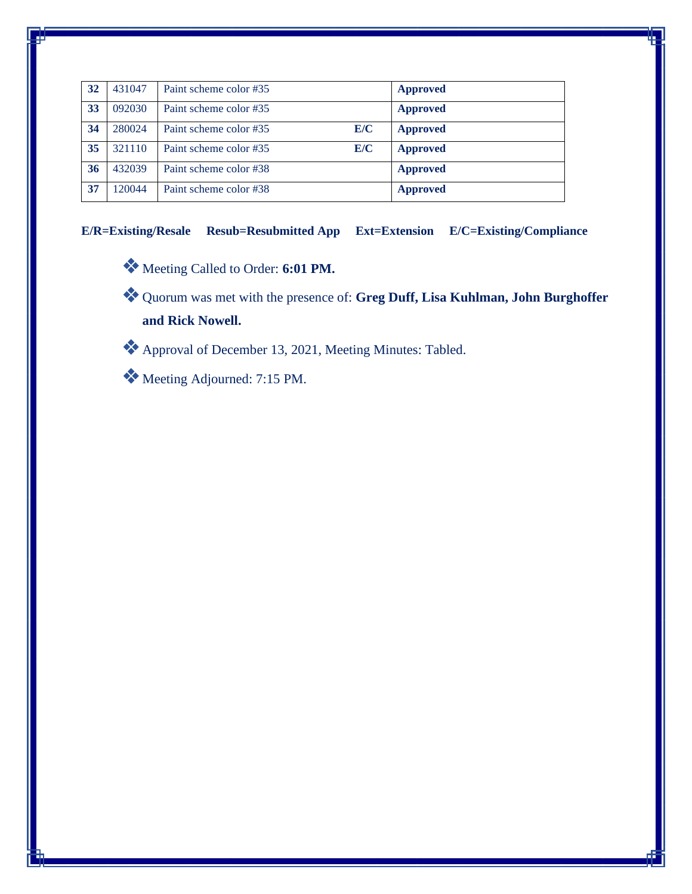| | | | | |
|---|---|---|---|---|
| **32** | 431047 | Paint scheme color #35 | | **Approved** |
| **33** | 092030 | Paint scheme color #35 | | **Approved** |
| **34** | 280024 | Paint scheme color #35 | **E/C** | **Approved** |
| **35** | 321110 | Paint scheme color #35 | **E/C** | **Approved** |
| **36** | 432039 | Paint scheme color #38 | | **Approved** |
| **37** | 120044 | Paint scheme color #38 | | **Approved** |

**E/R=Existing/Resale Resub=Resubmitted App Ext=Extension E/C=Existing/Compliance**

- Meeting Called to Order: **6:01 PM.**
- Quorum was met with the presence of: **Greg Duff, Lisa Kuhlman, John Burghoffer and Rick Nowell.**
- Approval of December 13, 2021, Meeting Minutes: Tabled.
- Meeting Adjourned: 7:15 PM.